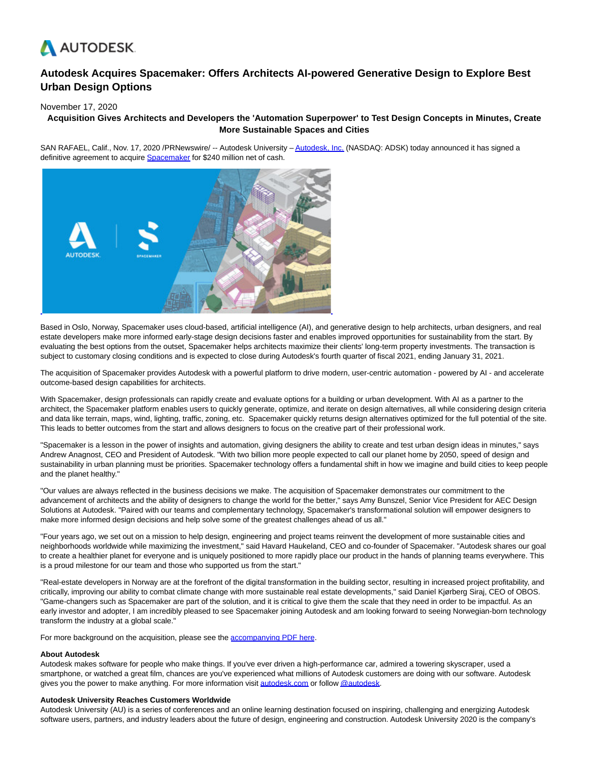# Autodesk Acquires Spacemaker: Offers Architects AI-powered Generative Design to Explore Best Urban Design Options

November 17, 2020

**Acquisition Gives Architects and Developers the 'Automation Superpower' to Test Design Concepts in Minutes, Create More Sustainable Spaces and Cities**

SAN RAFAEL, Calif., Nov. 17, 2020 /PRNewswire/ -- Autodesk University – Autodesk, Inc. (NASDAQ: ADSK) today announced it has signed a definitive agreement to acquire Spacemaker for $240 million net of cash.

Based in Oslo, Norway, Spacemaker uses cloud-based, artificial intelligence (AI), and generative design to help architects, urban designers, and real estate developers make more informed early-stage design decisions faster and enables improved opportunities for sustainability from the start. By evaluating the best options from the outset, Spacemaker helps architects maximize their clients' long-term property investments. The transaction is subject to customary closing conditions and is expected to close during Autodesk's fourth quarter of fiscal 2021, ending January 31, 2021.

The acquisition of Spacemaker provides Autodesk with a powerful platform to drive modern, user-centric automation - powered by AI - and accelerate outcome-based design capabilities for architects.

With Spacemaker, design professionals can rapidly create and evaluate options for a building or urban development. With AI as a partner to the architect, the Spacemaker platform enables users to quickly generate, optimize, and iterate on design alternatives, all while considering design criteria and data like terrain, maps, wind, lighting, traffic, zoning, etc. Spacemaker quickly returns design alternatives optimized for the full potential of the site. This leads to better outcomes from the start and allows designers to focus on the creative part of their professional work.

"Spacemaker is a lesson in the power of insights and automation, giving designers the ability to create and test urban design ideas in minutes," says Andrew Anagnost, CEO and President of Autodesk. "With two billion more people expected to call our planet home by 2050, speed of design and sustainability in urban planning must be priorities. Spacemaker technology offers a fundamental shift in how we imagine and build cities to keep people and the planet healthy."

"Our values are always reflected in the business decisions we make. The acquisition of Spacemaker demonstrates our commitment to the advancement of architects and the ability of designers to change the world for the better," says Amy Bunszel, Senior Vice President for AEC Design Solutions at Autodesk. "Paired with our teams and complementary technology, Spacemaker's transformational solution will empower designers to make more informed design decisions and help solve some of the greatest challenges ahead of us all."

"Four years ago, we set out on a mission to help design, engineering and project teams reinvent the development of more sustainable cities and neighborhoods worldwide while maximizing the investment," said Havard Haukeland, CEO and co-founder of Spacemaker. "Autodesk shares our goal to create a healthier planet for everyone and is uniquely positioned to more rapidly place our product in the hands of planning teams everywhere. This is a proud milestone for our team and those who supported us from the start."

"Real-estate developers in Norway are at the forefront of the digital transformation in the building sector, resulting in increased project profitability, and critically, improving our ability to combat climate change with more sustainable real estate developments," said Daniel Kjørberg Siraj, CEO of OBOS. "Game-changers such as Spacemaker are part of the solution, and it is critical to give them the scale that they need in order to be impactful. As an early investor and adopter, I am incredibly pleased to see Spacemaker joining Autodesk and am looking forward to seeing Norwegian-born technology transform the industry at a global scale."

For more background on the acquisition, please see the accompanying PDF here.

**About Autodesk**
Autodesk makes software for people who make things. If you've ever driven a high-performance car, admired a towering skyscraper, used a smartphone, or watched a great film, chances are you've experienced what millions of Autodesk customers are doing with our software. Autodesk gives you the power to make anything. For more information visit autodesk.com or follow @autodesk.

**Autodesk University Reaches Customers Worldwide**
Autodesk University (AU) is a series of conferences and an online learning destination focused on inspiring, challenging and energizing Autodesk software users, partners, and industry leaders about the future of design, engineering and construction. Autodesk University 2020 is the company's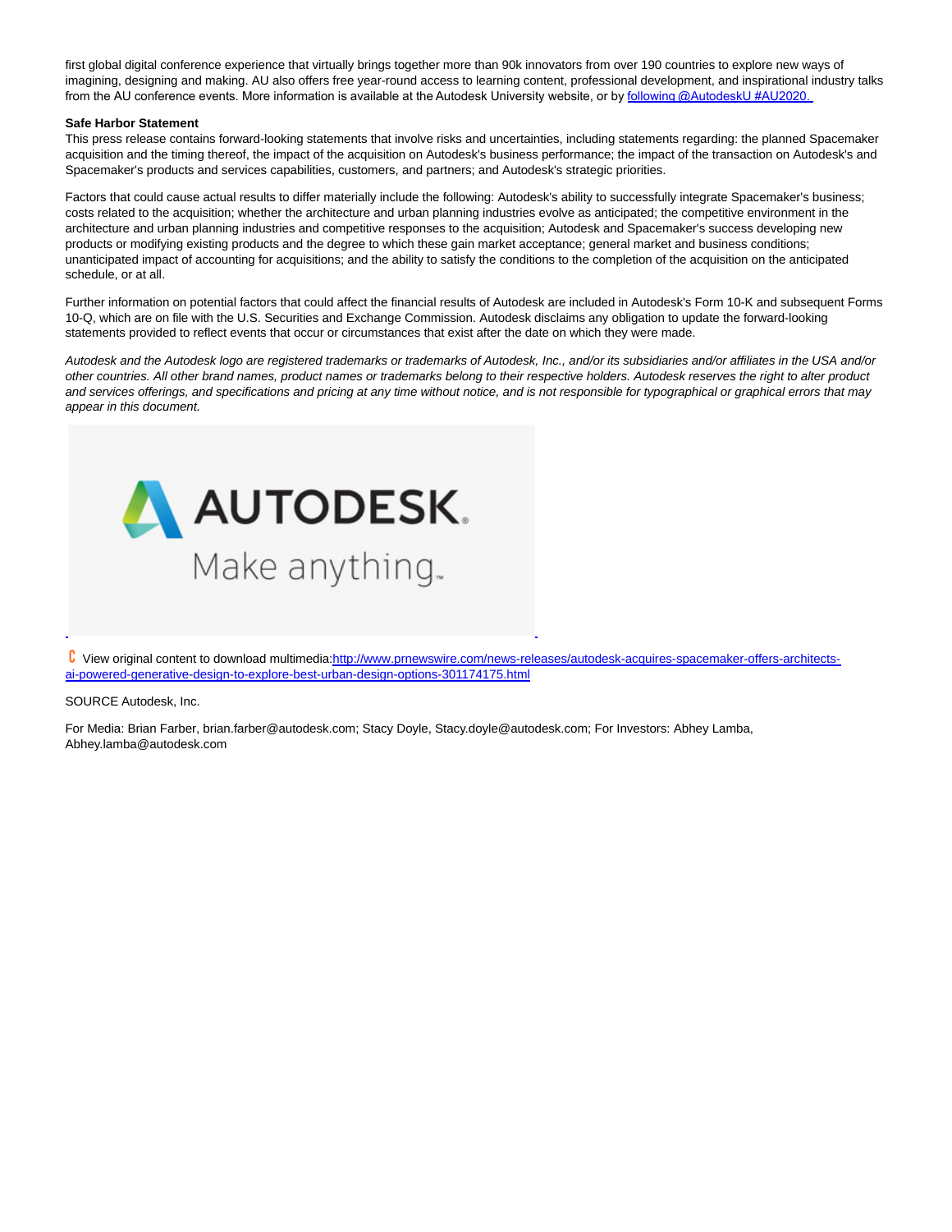first global digital conference experience that virtually brings together more than 90k innovators from over 190 countries to explore new ways of imagining, designing and making. AU also offers free year-round access to learning content, professional development, and inspirational industry talks from the AU conference events. More information is available at the Autodesk University website, or by [following @AutodeskU #AU2020.](#)

**Safe Harbor Statement**

This press release contains forward-looking statements that involve risks and uncertainties, including statements regarding: the planned Spacemaker acquisition and the timing thereof, the impact of the acquisition on Autodesk's business performance; the impact of the transaction on Autodesk's and Spacemaker's products and services capabilities, customers, and partners; and Autodesk's strategic priorities.

Factors that could cause actual results to differ materially include the following: Autodesk's ability to successfully integrate Spacemaker's business; costs related to the acquisition; whether the architecture and urban planning industries evolve as anticipated; the competitive environment in the architecture and urban planning industries and competitive responses to the acquisition; Autodesk and Spacemaker's success developing new products or modifying existing products and the degree to which these gain market acceptance; general market and business conditions; unanticipated impact of accounting for acquisitions; and the ability to satisfy the conditions to the completion of the acquisition on the anticipated schedule, or at all.

Further information on potential factors that could affect the financial results of Autodesk are included in Autodesk's Form 10-K and subsequent Forms 10-Q, which are on file with the U.S. Securities and Exchange Commission. Autodesk disclaims any obligation to update the forward-looking statements provided to reflect events that occur or circumstances that exist after the date on which they were made.

*Autodesk and the Autodesk logo are registered trademarks or trademarks of Autodesk, Inc., and/or its subsidiaries and/or affiliates in the USA and/or other countries. All other brand names, product names or trademarks belong to their respective holders. Autodesk reserves the right to alter product and services offerings, and specifications and pricing at any time without notice, and is not responsible for typographical or graphical errors that may appear in this document.*

AUTODESK.
Make anything.

View original content to download multimedia:http://www.prnewswire.com/news-releases/autodesk-acquires-spacemaker-offers-architects-ai-powered-generative-design-to-explore-best-urban-design-options-301174175.html

SOURCE Autodesk, Inc.

For Media: Brian Farber, brian.farber@autodesk.com; Stacy Doyle, Stacy.doyle@autodesk.com; For Investors: Abhey Lamba, Abhey.lamba@autodesk.com